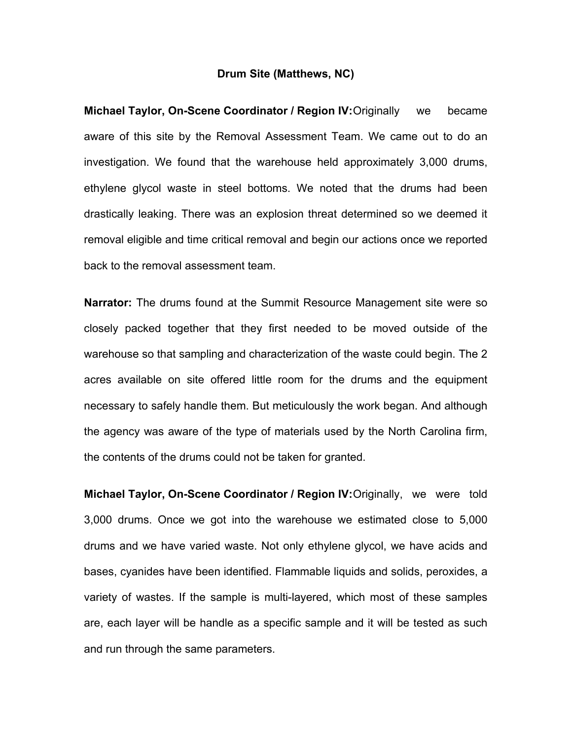**Drum Site (Matthews, NC)**

**Michael Taylor, On-Scene Coordinator / Region IV:** Originally we became aware of this site by the Removal Assessment Team. We came out to do an investigation. We found that the warehouse held approximately 3,000 drums, ethylene glycol waste in steel bottoms. We noted that the drums had been drastically leaking. There was an explosion threat determined so we deemed it removal eligible and time critical removal and begin our actions once we reported back to the removal assessment team.

**Narrator:** The drums found at the Summit Resource Management site were so closely packed together that they first needed to be moved outside of the warehouse so that sampling and characterization of the waste could begin. The 2 acres available on site offered little room for the drums and the equipment necessary to safely handle them. But meticulously the work began. And although the agency was aware of the type of materials used by the North Carolina firm, the contents of the drums could not be taken for granted.

**Michael Taylor, On-Scene Coordinator / Region IV:** Originally, we were told 3,000 drums. Once we got into the warehouse we estimated close to 5,000 drums and we have varied waste. Not only ethylene glycol, we have acids and bases, cyanides have been identified. Flammable liquids and solids, peroxides, a variety of wastes. If the sample is multi-layered, which most of these samples are, each layer will be handle as a specific sample and it will be tested as such and run through the same parameters.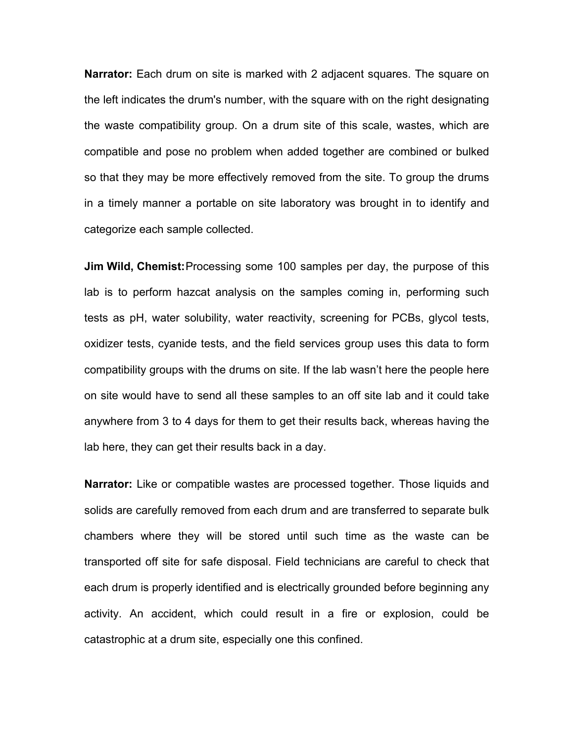**Narrator:** Each drum on site is marked with 2 adjacent squares. The square on the left indicates the drum's number, with the square with on the right designating the waste compatibility group. On a drum site of this scale, wastes, which are compatible and pose no problem when added together are combined or bulked so that they may be more effectively removed from the site. To group the drums in a timely manner a portable on site laboratory was brought in to identify and categorize each sample collected.

**Jim Wild, Chemist:** Processing some 100 samples per day, the purpose of this lab is to perform hazcat analysis on the samples coming in, performing such tests as pH, water solubility, water reactivity, screening for PCBs, glycol tests, oxidizer tests, cyanide tests, and the field services group uses this data to form compatibility groups with the drums on site. If the lab wasn't here the people here on site would have to send all these samples to an off site lab and it could take anywhere from 3 to 4 days for them to get their results back, whereas having the lab here, they can get their results back in a day.

**Narrator:** Like or compatible wastes are processed together. Those liquids and solids are carefully removed from each drum and are transferred to separate bulk chambers where they will be stored until such time as the waste can be transported off site for safe disposal. Field technicians are careful to check that each drum is properly identified and is electrically grounded before beginning any activity. An accident, which could result in a fire or explosion, could be catastrophic at a drum site, especially one this confined.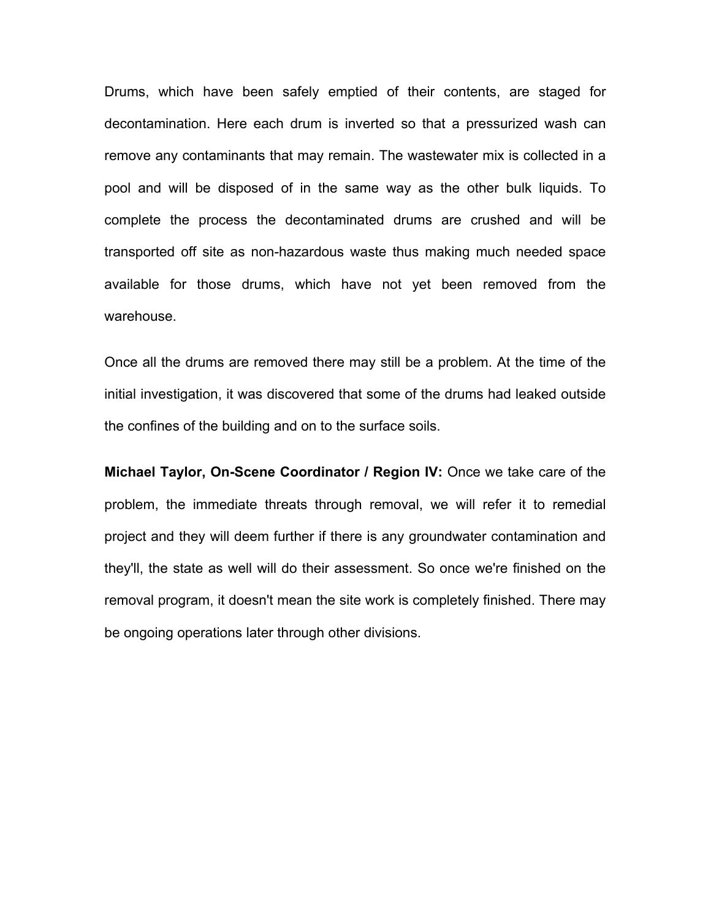Drums, which have been safely emptied of their contents, are staged for decontamination. Here each drum is inverted so that a pressurized wash can remove any contaminants that may remain. The wastewater mix is collected in a pool and will be disposed of in the same way as the other bulk liquids. To complete the process the decontaminated drums are crushed and will be transported off site as non-hazardous waste thus making much needed space available for those drums, which have not yet been removed from the warehouse.

Once all the drums are removed there may still be a problem. At the time of the initial investigation, it was discovered that some of the drums had leaked outside the confines of the building and on to the surface soils.

**Michael Taylor, On-Scene Coordinator / Region IV:** Once we take care of the problem, the immediate threats through removal, we will refer it to remedial project and they will deem further if there is any groundwater contamination and they'll, the state as well will do their assessment. So once we're finished on the removal program, it doesn't mean the site work is completely finished. There may be ongoing operations later through other divisions.